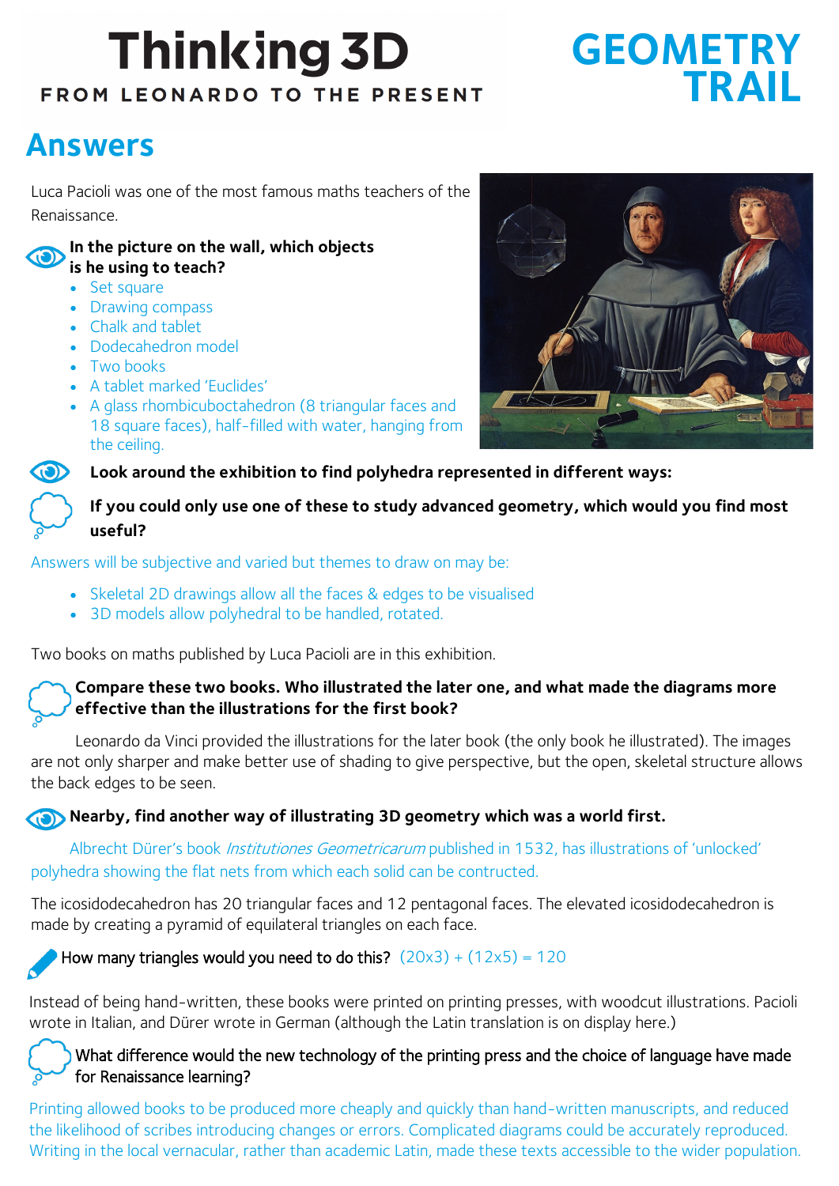# Thinking 3D

FROM LEONARDO TO THE PRESENT

# GEOMETRY TRAIL

## Answers

Luca Pacioli was one of the most famous maths teachers of the Renaissance.

**In the picture on the wall, which objects is he using to teach?**

- Set square
- Drawing compass
- Chalk and tablet
- Dodecahedron model
- Two books
- A tablet marked 'Euclides'
- A glass rhombicuboctahedron (8 triangular faces and 18 square faces), half-filled with water, hanging from the ceiling.

**Look around the exhibition to find polyhedra represented in different ways:**

**If you could only use one of these to study advanced geometry, which would you find most useful?**

Answers will be subjective and varied but themes to draw on may be:

- Skeletal 2D drawings allow all the faces & edges to be visualised
- 3D models allow polyhedral to be handled, rotated.

Two books on maths published by Luca Pacioli are in this exhibition.

**Compare these two books. Who illustrated the later one, and what made the diagrams more effective than the illustrations for the first book?**

Leonardo da Vinci provided the illustrations for the later book (the only book he illustrated). The images are not only sharper and make better use of shading to give perspective, but the open, skeletal structure allows the back edges to be seen.

**Nearby, find another way of illustrating 3D geometry which was a world first.**

Albrecht Dürer's book *Institutiones Geometricarum* published in 1532, has illustrations of 'unlocked' polyhedra showing the flat nets from which each solid can be contructed.

The icosidodecahedron has 20 triangular faces and 12 pentagonal faces. The elevated icosidodecahedron is made by creating a pyramid of equilateral triangles on each face.

How many triangles would you need to do this? $(20 \times 3) + (12 \times 5) = 120$

Instead of being hand-written, these books were printed on printing presses, with woodcut illustrations. Pacioli wrote in Italian, and Dürer wrote in German (although the Latin translation is on display here.)

What difference would the new technology of the printing press and the choice of language have made for Renaissance learning?

Printing allowed books to be produced more cheaply and quickly than hand-written manuscripts, and reduced the likelihood of scribes introducing changes or errors. Complicated diagrams could be accurately reproduced. Writing in the local vernacular, rather than academic Latin, made these texts accessible to the wider population.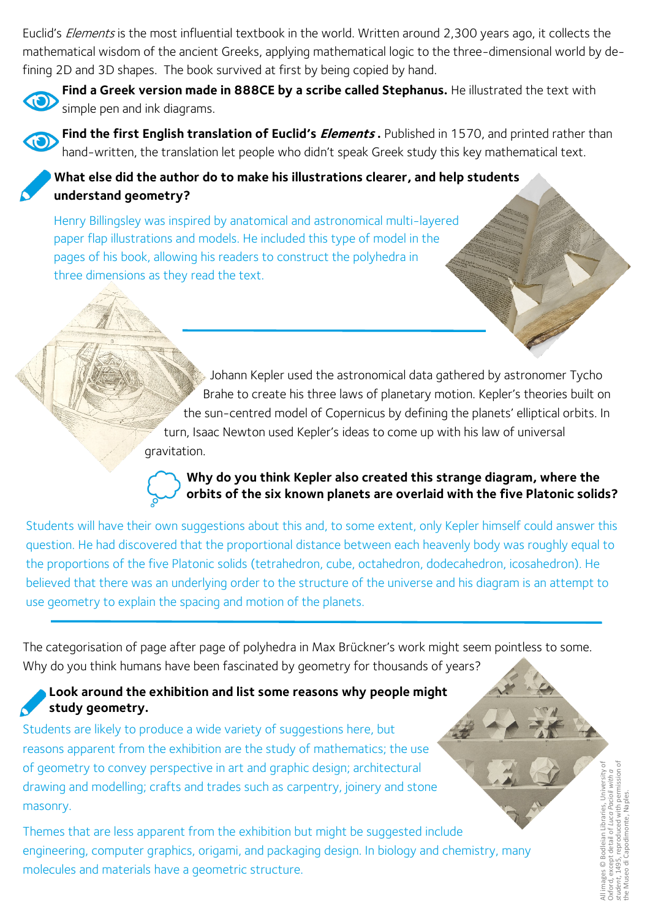Euclid's *Elements* is the most influential textbook in the world. Written around 2,300 years ago, it collects the mathematical wisdom of the ancient Greeks, applying mathematical logic to the three-dimensional world by defining 2D and 3D shapes. The book survived at first by being copied by hand.

**Find a Greek version made in 888CE by a scribe called Stephanus.** He illustrated the text with simple pen and ink diagrams.

**Find the first English translation of Euclid's *Elements*.** Published in 1570, and printed rather than hand-written, the translation let people who didn't speak Greek study this key mathematical text.

**What else did the author do to make his illustrations clearer, and help students understand geometry?**

Henry Billingsley was inspired by anatomical and astronomical multi-layered paper flap illustrations and models. He included this type of model in the pages of his book, allowing his readers to construct the polyhedra in three dimensions as they read the text.

---

Johann Kepler used the astronomical data gathered by astronomer Tycho Brahe to create his three laws of planetary motion. Kepler's theories built on the sun-centred model of Copernicus by defining the planets' elliptical orbits. In turn, Isaac Newton used Kepler's ideas to come up with his law of universal gravitation.

**Why do you think Kepler also created this strange diagram, where the orbits of the six known planets are overlaid with the five Platonic solids?**

Students will have their own suggestions about this and, to some extent, only Kepler himself could answer this question. He had discovered that the proportional distance between each heavenly body was roughly equal to the proportions of the five Platonic solids (tetrahedron, cube, octahedron, dodecahedron, icosahedron). He believed that there was an underlying order to the structure of the universe and his diagram is an attempt to use geometry to explain the spacing and motion of the planets.

---

The categorisation of page after page of polyhedra in Max Brückner's work might seem pointless to some. Why do you think humans have been fascinated by geometry for thousands of years?

**Look around the exhibition and list some reasons why people might study geometry.**

Students are likely to produce a wide variety of suggestions here, but reasons apparent from the exhibition are the study of mathematics; the use of geometry to convey perspective in art and graphic design; architectural drawing and modelling; crafts and trades such as carpentry, joinery and stone masonry.

Themes that are less apparent from the exhibition but might be suggested include engineering, computer graphics, origami, and packaging design. In biology and chemistry, many molecules and materials have a geometric structure.

All images © Bodleian Libraries, University of Oxford, except detail of *Luca Pacioli with a student*, 1495, reproduced with permission of the Museo di Capodimonte, Naples.